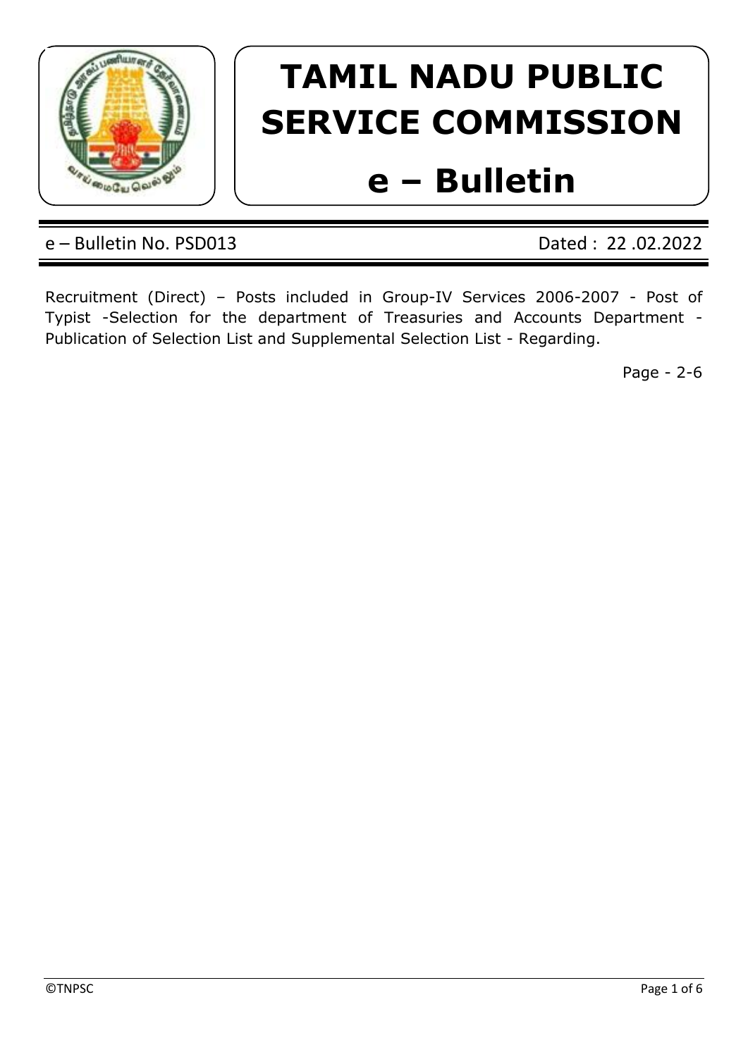# TAMIL NADU PUBLIC SERVICE COMMISSION

# e – Bulletin

e – Bulletin No. PSD013 | Dated : 22 .02.2022

Recruitment (Direct) – Posts included in Group-IV Services 2006-2007 - Post of Typist -Selection for the department of Treasuries and Accounts Department - Publication of Selection List and Supplemental Selection List - Regarding.

Page - 2-6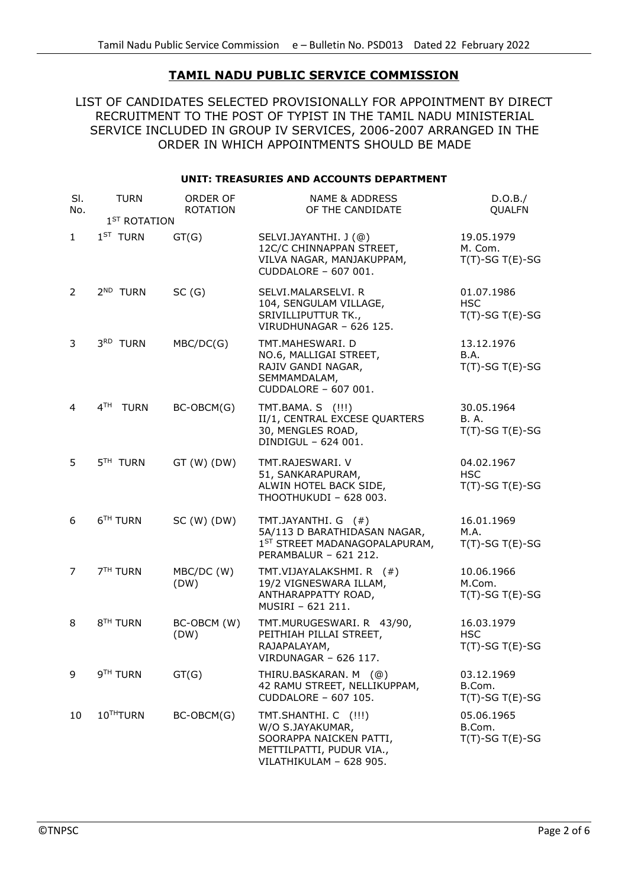# TAMIL NADU PUBLIC SERVICE COMMISSION

LIST OF CANDIDATES SELECTED PROVISIONALLY FOR APPOINTMENT BY DIRECT RECRUITMENT TO THE POST OF TYPIST IN THE TAMIL NADU MINISTERIAL SERVICE INCLUDED IN GROUP IV SERVICES, 2006-2007 ARRANGED IN THE ORDER IN WHICH APPOINTMENTS SHOULD BE MADE

**UNIT: TREASURIES AND ACCOUNTS DEPARTMENT**

| Sl. No. | TURN | ORDER OF ROTATION | NAME & ADDRESS OF THE CANDIDATE | D.O.B./ QUALFN |
|---|---|---|---|---|
| | 1ST ROTATION | | | |
| 1 | 1ST TURN | GT(G) | SELVI.JAYANTHI. J (@)<br>12C/C CHINNAPPAN STREET,<br>VILVA NAGAR, MANJAKUPPAM,<br>CUDDALORE – 607 001. | 19.05.1979<br>M. Com.<br>T(T)-SG T(E)-SG |
| 2 | 2ND TURN | SC (G) | SELVI.MALARSELVI. R<br>104, SENGULAM VILLAGE,<br>SRIVILLIPUTTUR TK.,<br>VIRUDHUNAGAR – 626 125. | 01.07.1986<br>HSC<br>T(T)-SG T(E)-SG |
| 3 | 3RD TURN | MBC/DC(G) | TMT.MAHESWARI. D<br>NO.6, MALLIGAI STREET,<br>RAJIV GANDI NAGAR,<br>SEMMAMDALAM,<br>CUDDALORE – 607 001. | 13.12.1976<br>B.A.<br>T(T)-SG T(E)-SG |
| 4 | 4TH TURN | BC-OBCM(G) | TMT.BAMA. S (!!!)<br>II/1, CENTRAL EXCESE QUARTERS<br>30, MENGLES ROAD,<br>DINDIGUL – 624 001. | 30.05.1964<br>B. A.<br>T(T)-SG T(E)-SG |
| 5 | 5TH TURN | GT (W) (DW) | TMT.RAJESWARI. V<br>51, SANKARAPURAM,<br>ALWIN HOTEL BACK SIDE,<br>THOOTHUKUDI – 628 003. | 04.02.1967<br>HSC<br>T(T)-SG T(E)-SG |
| 6 | 6TH TURN | SC (W) (DW) | TMT.JAYANTHI. G (#)<br>5A/113 D BARATHIDASAN NAGAR,<br>1ST STREET MADANAGOPALAPURAM,<br>PERAMBALUR – 621 212. | 16.01.1969<br>M.A.<br>T(T)-SG T(E)-SG |
| 7 | 7TH TURN | MBC/DC (W) (DW) | TMT.VIJAYALAKSHMI. R (#)<br>19/2 VIGNESWARA ILLAM,<br>ANTHARAPPATTY ROAD,<br>MUSIRI – 621 211. | 10.06.1966<br>M.Com.<br>T(T)-SG T(E)-SG |
| 8 | 8TH TURN | BC-OBCM (W) (DW) | TMT.MURUGESWARI. R 43/90,<br>PEITHIAH PILLAI STREET,<br>RAJAPALAYAM,<br>VIRDUNAGAR – 626 117. | 16.03.1979<br>HSC<br>T(T)-SG T(E)-SG |
| 9 | 9TH TURN | GT(G) | THIRU.BASKARAN. M (@)<br>42 RAMU STREET, NELLIKUPPAM,<br>CUDDALORE – 607 105. | 03.12.1969<br>B.Com.<br>T(T)-SG T(E)-SG |
| 10 | 10THTURN | BC-OBCM(G) | TMT.SHANTHI. C (!!!)<br>W/O S.JAYAKUMAR,<br>SOORAPPA NAICKEN PATTI,<br>METTILPATTI, PUDUR VIA.,<br>VILATHIKULAM – 628 905. | 05.06.1965<br>B.Com.<br>T(T)-SG T(E)-SG |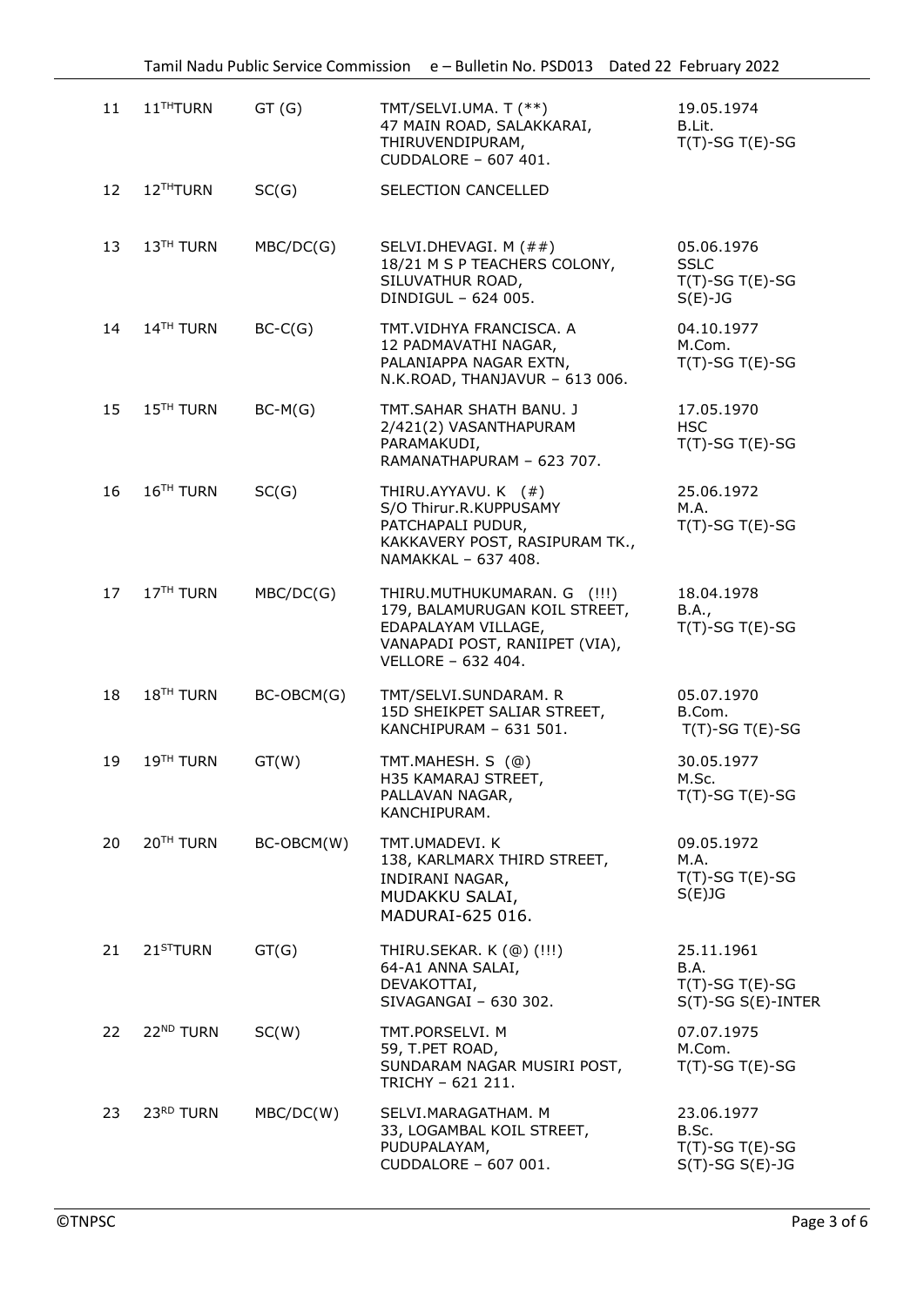| 11 | 11[TH]TURN | GT (G) | TMT/SELVI.UMA. T (**)<br>47 MAIN ROAD, SALAKKARAI,<br>THIRUVENDIPURAM,<br>CUDDALORE – 607 401. | 19.05.1974<br>B.Lit.<br>T(T)-SG T(E)-SG |
|---|---|---|---|---|
| 12 | 12[TH]TURN | SC(G) | SELECTION CANCELLED | |
| 13 | 13[TH] TURN | MBC/DC(G) | SELVI.DHEVAGI. M (##)<br>18/21 M S P TEACHERS COLONY,<br>SILUVATHUR ROAD,<br>DINDIGUL – 624 005. | 05.06.1976<br>SSLC<br>T(T)-SG T(E)-SG<br>S(E)-JG |
| 14 | 14[TH] TURN | BC-C(G) | TMT.VIDHYA FRANCISCA. A<br>12 PADMAVATHI NAGAR,<br>PALANIAPPA NAGAR EXTN,<br>N.K.ROAD, THANJAVUR – 613 006. | 04.10.1977<br>M.Com.<br>T(T)-SG T(E)-SG |
| 15 | 15[TH] TURN | BC-M(G) | TMT.SAHAR SHATH BANU. J<br>2/421(2) VASANTHAPURAM<br>PARAMAKUDI,<br>RAMANATHAPURAM – 623 707. | 17.05.1970<br>HSC<br>T(T)-SG T(E)-SG |
| 16 | 16[TH] TURN | SC(G) | THIRU.AYYAVU. K (#)<br>S/O Thirur.R.KUPPUSAMY<br>PATCHAPALI PUDUR,<br>KAKKAVERY POST, RASIPURAM TK.,<br>NAMAKKAL – 637 408. | 25.06.1972<br>M.A.<br>T(T)-SG T(E)-SG |
| 17 | 17[TH] TURN | MBC/DC(G) | THIRU.MUTHUKUMARAN. G (!!!)<br>179, BALAMURUGAN KOIL STREET,<br>EDAPALAYAM VILLAGE,<br>VANAPADI POST, RANIIPET (VIA),<br>VELLORE – 632 404. | 18.04.1978<br>B.A.,<br>T(T)-SG T(E)-SG |
| 18 | 18[TH] TURN | BC-OBCM(G) | TMT/SELVI.SUNDARAM. R<br>15D SHEIKPET SALIAR STREET,<br>KANCHIPURAM – 631 501. | 05.07.1970<br>B.Com.<br>T(T)-SG T(E)-SG |
| 19 | 19[TH] TURN | GT(W) | TMT.MAHESH. S (@)<br>H35 KAMARAJ STREET,<br>PALLAVAN NAGAR,<br>KANCHIPURAM. | 30.05.1977<br>M.Sc.<br>T(T)-SG T(E)-SG |
| 20 | 20[TH] TURN | BC-OBCM(W) | TMT.UMADEVI. K<br>138, KARLMARX THIRD STREET,<br>INDIRANI NAGAR,<br>MUDAKKU SALAI,<br>MADURAI-625 016. | 09.05.1972<br>M.A.<br>T(T)-SG T(E)-SG<br>S(E)JG |
| 21 | 21[ST]TURN | GT(G) | THIRU.SEKAR. K (@) (!!!)<br>64-A1 ANNA SALAI,<br>DEVAKOTTAI,<br>SIVAGANGAI – 630 302. | 25.11.1961<br>B.A.<br>T(T)-SG T(E)-SG<br>S(T)-SG S(E)-INTER |
| 22 | 22[ND] TURN | SC(W) | TMT.PORSELVI. M<br>59, T.PET ROAD,<br>SUNDARAM NAGAR MUSIRI POST,<br>TRICHY – 621 211. | 07.07.1975<br>M.Com.<br>T(T)-SG T(E)-SG |
| 23 | 23[RD] TURN | MBC/DC(W) | SELVI.MARAGATHAM. M<br>33, LOGAMBAL KOIL STREET,<br>PUDUPALAYAM,<br>CUDDALORE – 607 001. | 23.06.1977<br>B.Sc.<br>T(T)-SG T(E)-SG<br>S(T)-SG S(E)-JG |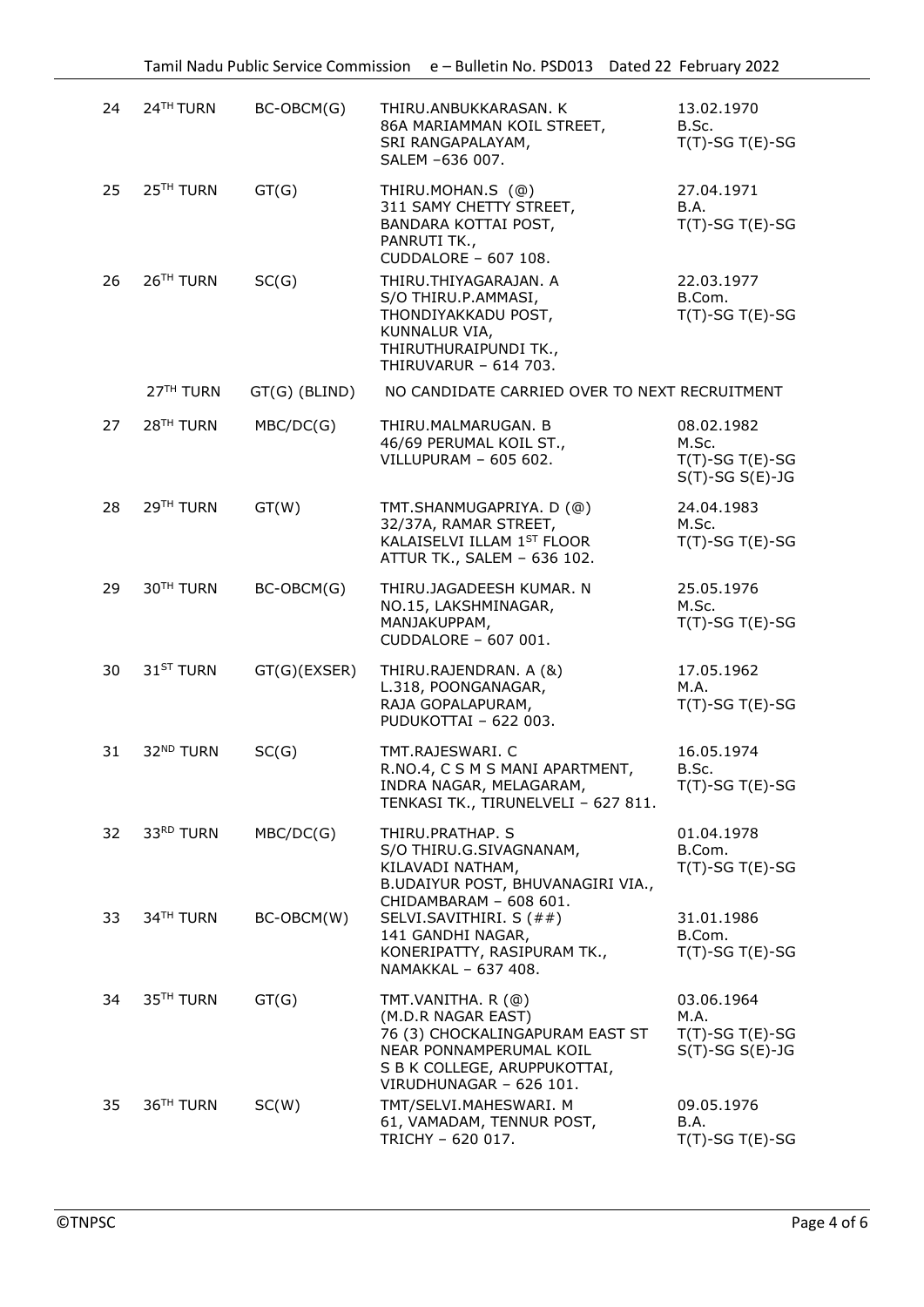| | | | | |
|---|---|---|---|---|
| 24 | 24TH TURN | BC-OBCM(G) | THIRU.ANBUKKARASAN. K<br>86A MARIAMMAN KOIL STREET,<br>SRI RANGAPALAYAM,<br>SALEM –636 007. | 13.02.1970<br>B.Sc.<br>T(T)-SG T(E)-SG |
| 25 | 25TH TURN | GT(G) | THIRU.MOHAN.S (@)<br>311 SAMY CHETTY STREET,<br>BANDARA KOTTAI POST,<br>PANRUTI TK.,<br>CUDDALORE – 607 108. | 27.04.1971<br>B.A.<br>T(T)-SG T(E)-SG |
| 26 | 26TH TURN | SC(G) | THIRU.THIYAGARAJAN. A<br>S/O THIRU.P.AMMASI,<br>THONDIYAKKADU POST,<br>KUNNALUR VIA,<br>THIRUTHURAIPUNDI TK.,<br>THIRUVARUR – 614 703. | 22.03.1977<br>B.Com.<br>T(T)-SG T(E)-SG |
| | 27TH TURN | GT(G) (BLIND) | NO CANDIDATE CARRIED OVER TO NEXT RECRUITMENT | |
| 27 | 28TH TURN | MBC/DC(G) | THIRU.MALMARUGAN. B<br>46/69 PERUMAL KOIL ST.,<br>VILLUPURAM – 605 602. | 08.02.1982<br>M.Sc.<br>T(T)-SG T(E)-SG<br>S(T)-SG S(E)-JG |
| 28 | 29TH TURN | GT(W) | TMT.SHANMUGAPRIYA. D (@)<br>32/37A, RAMAR STREET,<br>KALAISELVI ILLAM 1ST FLOOR<br>ATTUR TK., SALEM – 636 102. | 24.04.1983<br>M.Sc.<br>T(T)-SG T(E)-SG |
| 29 | 30TH TURN | BC-OBCM(G) | THIRU.JAGADEESH KUMAR. N<br>NO.15, LAKSHMINAGAR,<br>MANJAKUPPAM,<br>CUDDALORE – 607 001. | 25.05.1976<br>M.Sc.<br>T(T)-SG T(E)-SG |
| 30 | 31ST TURN | GT(G)(EXSER) | THIRU.RAJENDRAN. A (&)<br>L.318, POONGANAGAR,<br>RAJA GOPALAPURAM,<br>PUDUKOTTAI – 622 003. | 17.05.1962<br>M.A.<br>T(T)-SG T(E)-SG |
| 31 | 32ND TURN | SC(G) | TMT.RAJESWARI. C<br>R.NO.4, C S M S MANI APARTMENT,<br>INDRA NAGAR, MELAGARAM,<br>TENKASI TK., TIRUNELVELI – 627 811. | 16.05.1974<br>B.Sc.<br>T(T)-SG T(E)-SG |
| 32 | 33RD TURN | MBC/DC(G) | THIRU.PRATHAP. S<br>S/O THIRU.G.SIVAGNANAM,<br>KILAVADI NATHAM,<br>B.UDAIYUR POST, BHUVANAGIRI VIA.,<br>CHIDAMBARAM – 608 601. | 01.04.1978<br>B.Com.<br>T(T)-SG T(E)-SG |
| 33 | 34TH TURN | BC-OBCM(W) | SELVI.SAVITHIRI. S (##)<br>141 GANDHI NAGAR,<br>KONERIPATTY, RASIPURAM TK.,<br>NAMAKKAL – 637 408. | 31.01.1986<br>B.Com.<br>T(T)-SG T(E)-SG |
| 34 | 35TH TURN | GT(G) | TMT.VANITHA. R (@)<br>(M.D.R NAGAR EAST)<br>76 (3) CHOCKALINGAPURAM EAST ST<br>NEAR PONNAMPERUMAL KOIL<br>S B K COLLEGE, ARUPPUKOTTAI,<br>VIRUDHUNAGAR – 626 101. | 03.06.1964<br>M.A.<br>T(T)-SG T(E)-SG<br>S(T)-SG S(E)-JG |
| 35 | 36TH TURN | SC(W) | TMT/SELVI.MAHESWARI. M<br>61, VAMADAM, TENNUR POST,<br>TRICHY – 620 017. | 09.05.1976<br>B.A.<br>T(T)-SG T(E)-SG |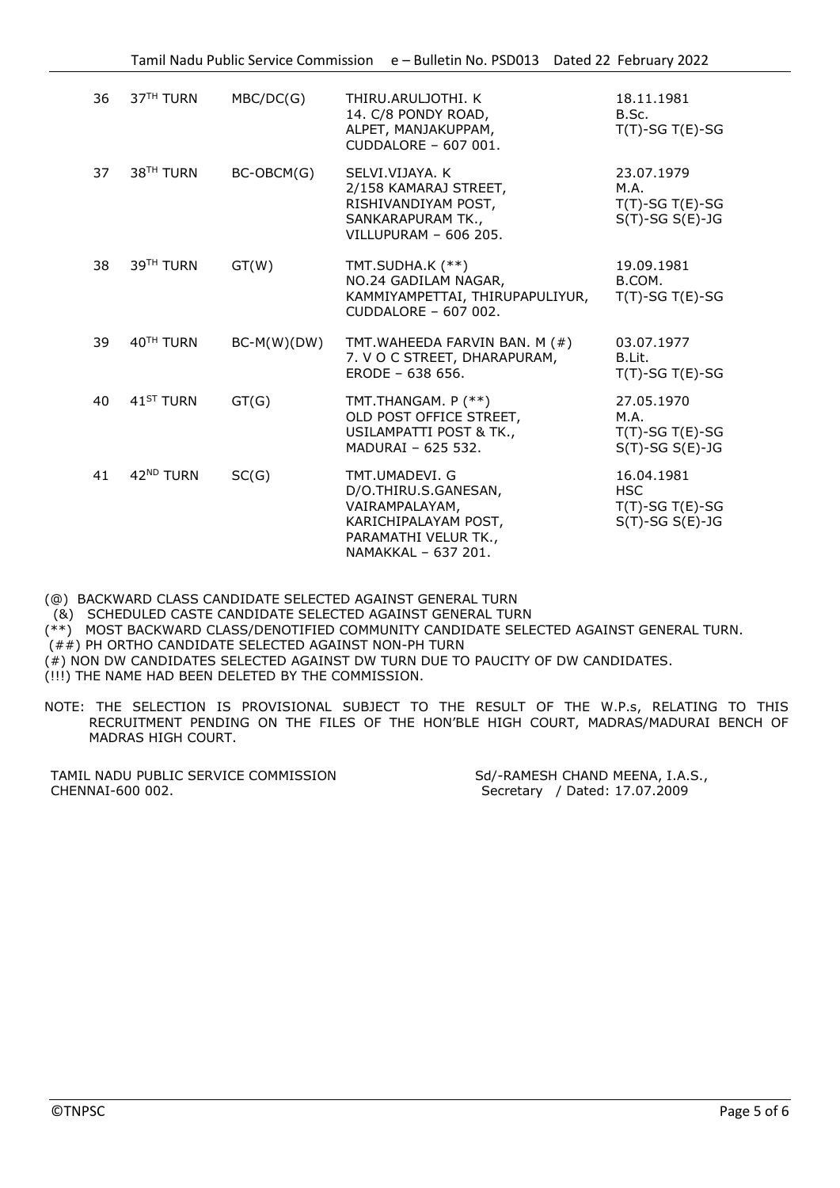| 36 | 37[TH] TURN | MBC/DC(G) | THIRU.ARULJOTHI. K<br>14. C/8 PONDY ROAD,<br>ALPET, MANJAKUPPAM,<br>CUDDALORE – 607 001. | 18.11.1981<br>B.Sc.<br>T(T)-SG T(E)-SG |
|---|---|---|---|---|
| 37 | 38[TH] TURN | BC-OBCM(G) | SELVI.VIJAYA. K<br>2/158 KAMARAJ STREET,<br>RISHIVANDIYAM POST,<br>SANKARAPURAM TK.,<br>VILLUPURAM – 606 205. | 23.07.1979<br>M.A.<br>T(T)-SG T(E)-SG<br>S(T)-SG S(E)-JG |
| 38 | 39[TH] TURN | GT(W) | TMT.SUDHA.K (**)<br>NO.24 GADILAM NAGAR,<br>KAMMIYAMPETTAI, THIRUPAPULIYUR,<br>CUDDALORE – 607 002. | 19.09.1981<br>B.COM.<br>T(T)-SG T(E)-SG |
| 39 | 40[TH] TURN | BC-M(W)(DW) | TMT.WAHEEDA FARVIN BAN. M (#)<br>7. V O C STREET, DHARAPURAM,<br>ERODE – 638 656. | 03.07.1977<br>B.Lit.<br>T(T)-SG T(E)-SG |
| 40 | 41[ST] TURN | GT(G) | TMT.THANGAM. P (**)<br>OLD POST OFFICE STREET,<br>USILAMPATTI POST & TK.,<br>MADURAI – 625 532. | 27.05.1970<br>M.A.<br>T(T)-SG T(E)-SG<br>S(T)-SG S(E)-JG |
| 41 | 42[ND] TURN | SC(G) | TMT.UMADEVI. G<br>D/O.THIRU.S.GANESAN,<br>VAIRAMPALAYAM,<br>KARICHIPALAYAM POST,<br>PARAMATHI VELUR TK.,<br>NAMAKKAL – 637 201. | 16.04.1981<br>HSC<br>T(T)-SG T(E)-SG<br>S(T)-SG S(E)-JG |

(@) BACKWARD CLASS CANDIDATE SELECTED AGAINST GENERAL TURN
(&) SCHEDULED CASTE CANDIDATE SELECTED AGAINST GENERAL TURN
(**) MOST BACKWARD CLASS/DENOTIFIED COMMUNITY CANDIDATE SELECTED AGAINST GENERAL TURN.
(##) PH ORTHO CANDIDATE SELECTED AGAINST NON-PH TURN
(#) NON DW CANDIDATES SELECTED AGAINST DW TURN DUE TO PAUCITY OF DW CANDIDATES.
(!!!) THE NAME HAD BEEN DELETED BY THE COMMISSION.

NOTE: THE SELECTION IS PROVISIONAL SUBJECT TO THE RESULT OF THE W.P.s, RELATING TO THIS RECRUITMENT PENDING ON THE FILES OF THE HON'BLE HIGH COURT, MADRAS/MADURAI BENCH OF MADRAS HIGH COURT.

TAMIL NADU PUBLIC SERVICE COMMISSION
CHENNAI-600 002.

Sd/-RAMESH CHAND MEENA, I.A.S.,
Secretary / Dated: 17.07.2009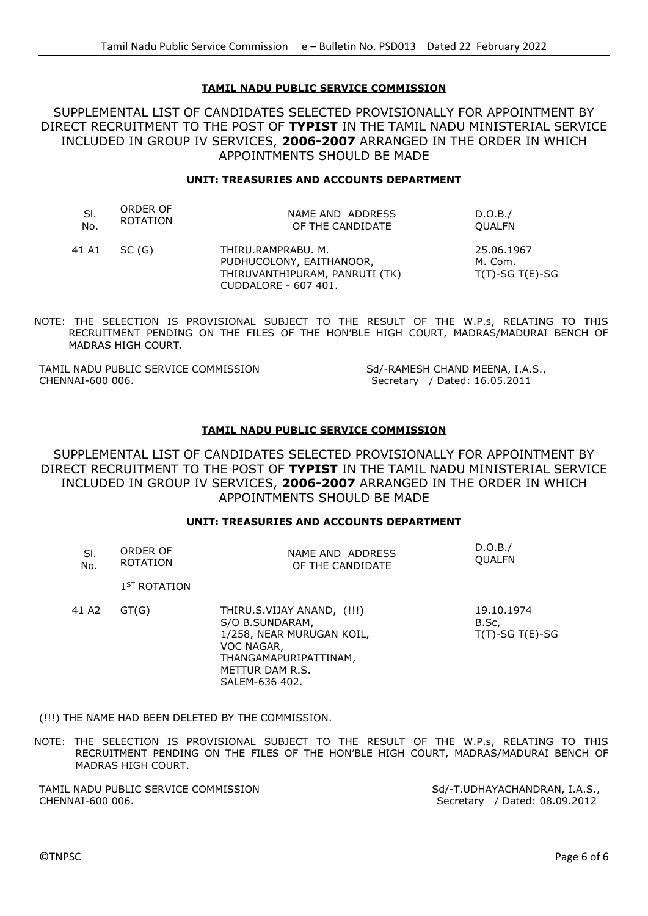**TAMIL NADU PUBLIC SERVICE COMMISSION**

SUPPLEMENTAL LIST OF CANDIDATES SELECTED PROVISIONALLY FOR APPOINTMENT BY DIRECT RECRUITMENT TO THE POST OF **TYPIST** IN THE TAMIL NADU MINISTERIAL SERVICE INCLUDED IN GROUP IV SERVICES, **2006-2007** ARRANGED IN THE ORDER IN WHICH APPOINTMENTS SHOULD BE MADE

**UNIT: TREASURIES AND ACCOUNTS DEPARTMENT**

| Sl. No. | ORDER OF ROTATION | NAME AND ADDRESS OF THE CANDIDATE | D.O.B./ QUALFN |
|---|---|---|---|
| 41 A1 | SC (G) | THIRU.RAMPRABU. M. PUDHUCOLONY, EAITHANOOR, THIRUVANTHIPURAM, PANRUTI (TK) CUDDALORE - 607 401. | 25.06.1967 M. Com. T(T)-SG T(E)-SG |

NOTE: THE SELECTION IS PROVISIONAL SUBJECT TO THE RESULT OF THE W.P.s, RELATING TO THIS RECRUITMENT PENDING ON THE FILES OF THE HON'BLE HIGH COURT, MADRAS/MADURAI BENCH OF MADRAS HIGH COURT.

TAMIL NADU PUBLIC SERVICE COMMISSION
CHENNAI-600 006.

Sd/-RAMESH CHAND MEENA, I.A.S.,
Secretary / Dated: 16.05.2011

**TAMIL NADU PUBLIC SERVICE COMMISSION**

SUPPLEMENTAL LIST OF CANDIDATES SELECTED PROVISIONALLY FOR APPOINTMENT BY DIRECT RECRUITMENT TO THE POST OF **TYPIST** IN THE TAMIL NADU MINISTERIAL SERVICE INCLUDED IN GROUP IV SERVICES, **2006-2007** ARRANGED IN THE ORDER IN WHICH APPOINTMENTS SHOULD BE MADE

**UNIT: TREASURIES AND ACCOUNTS DEPARTMENT**

| Sl. No. | ORDER OF ROTATION | NAME AND ADDRESS OF THE CANDIDATE | D.O.B./ QUALFN |
|---|---|---|---|
| | 1ST ROTATION | | |
| 41 A2 | GT(G) | THIRU.S.VIJAY ANAND, (!!!) S/O B.SUNDARAM, 1/258, NEAR MURUGAN KOIL, VOC NAGAR, THANGAMAPURIPATTINAM, METTUR DAM R.S. SALEM-636 402. | 19.10.1974 B.Sc, T(T)-SG T(E)-SG |

(!!!) THE NAME HAD BEEN DELETED BY THE COMMISSION.

NOTE: THE SELECTION IS PROVISIONAL SUBJECT TO THE RESULT OF THE W.P.s, RELATING TO THIS RECRUITMENT PENDING ON THE FILES OF THE HON'BLE HIGH COURT, MADRAS/MADURAI BENCH OF MADRAS HIGH COURT.

TAMIL NADU PUBLIC SERVICE COMMISSION
CHENNAI-600 006.

Sd/-T.UDHAYACHANDRAN, I.A.S.,
Secretary / Dated: 08.09.2012